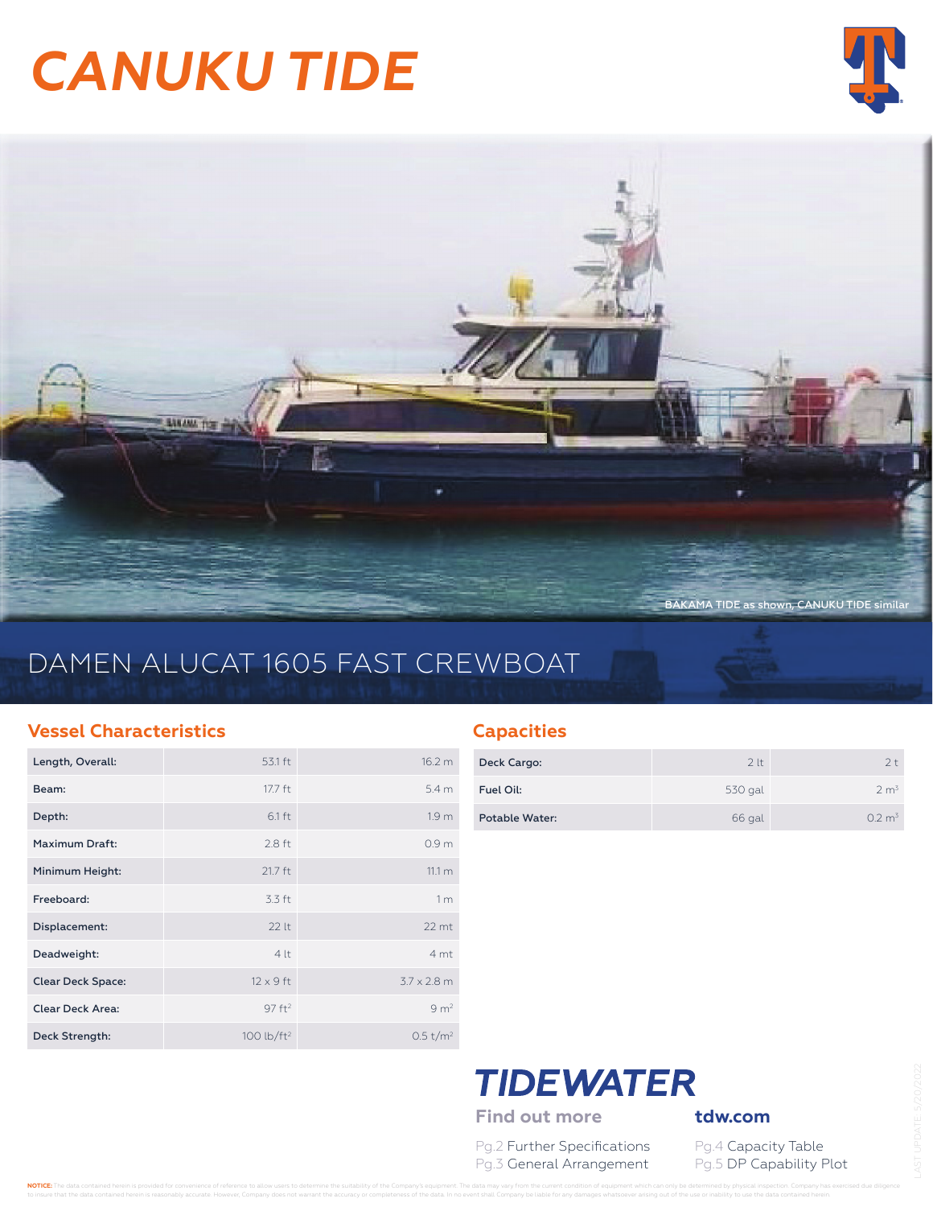# CANUKU TIDE

BAKAMA TIDE as shown, CANUKU TIDE similar

## DAMEN ALUCAT 1605 FAST CREWBOAT

### Vessel Characteristics

| | | |
|---|---|---|
| Length, Overall: | 53.1 ft | 16.2 m |
| Beam: | 17.7 ft | 5.4 m |
| Depth: | 6.1 ft | 1.9 m |
| Maximum Draft: | 2.8 ft | 0.9 m |
| Minimum Height: | 21.7 ft | 11.1 m |
| Freeboard: | 3.3 ft | 1 m |
| Displacement: | 22 lt | 22 mt |
| Deadweight: | 4 lt | 4 mt |
| Clear Deck Space: | 12 x 9 ft | 3.7 x 2.8 m |
| Clear Deck Area: | 97 ft² | 9 m² |
| Deck Strength: | 100 lb/ft² | 0.5 t/m² |

### Capacities

| | | |
|---|---|---|
| Deck Cargo: | 2 lt | 2 t |
| Fuel Oil: | 530 gal | 2 m³ |
| Potable Water: | 66 gal | 0.2 m³ |

**TIDEWATER**

**Find out more** — **tdw.com**

Pg.2 Further Specifications
Pg.3 General Arrangement
Pg.4 Capacity Table
Pg.5 DP Capability Plot

LAST UPDATE: 5/20/2022

**NOTICE:** The data contained herein is provided for convenience of reference to allow users to determine the suitability of the Company's equipment. The data may vary from the current condition of equipment which can only be determined by physical inspection. Company has exercised due diligence to insure that the data contained herein is reasonably accurate. However, Company does not warrant the accuracy or completeness of the data. In no event shall Company be liable for any damages whatsoever arising out of the use or inability to use the data contained herein.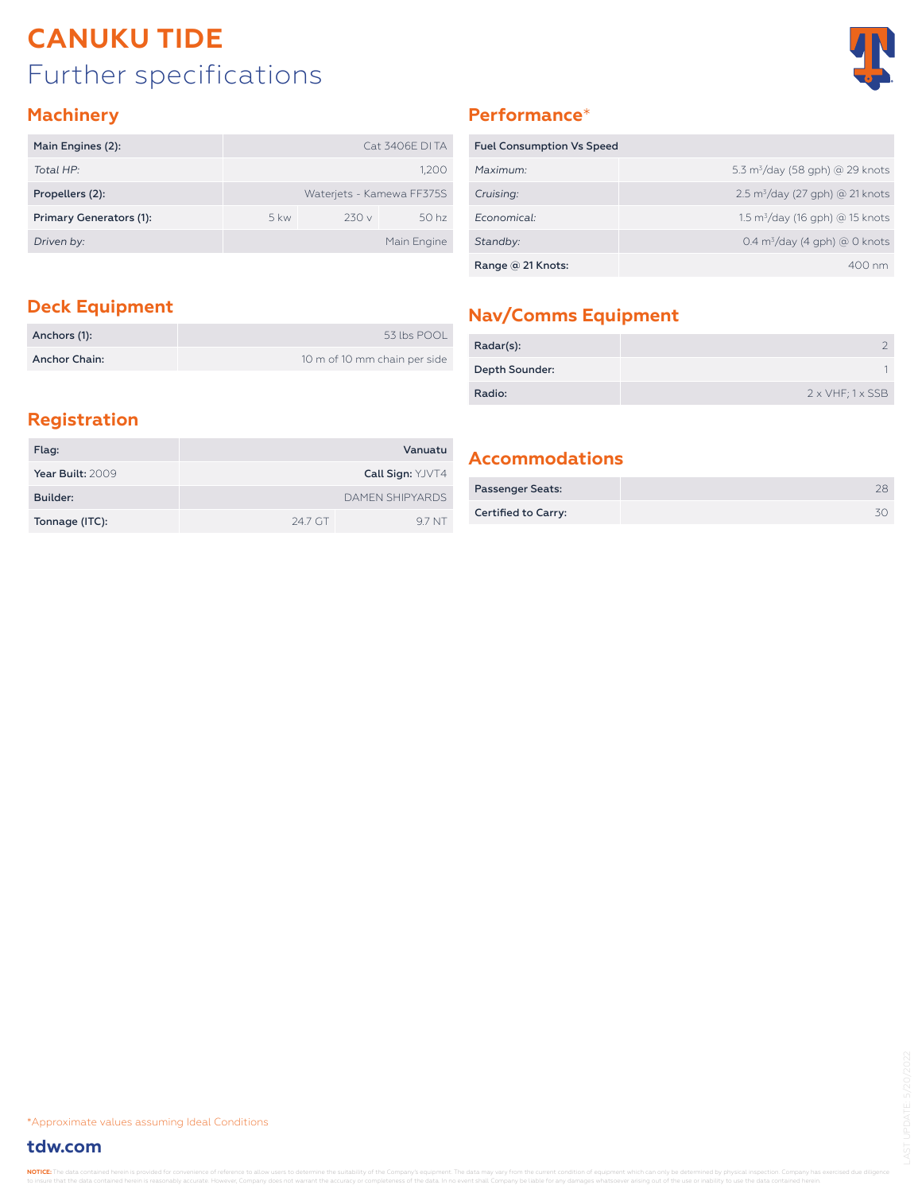# CANUKU TIDE

## Further specifications

### Machinery

| Main Engines (2): | Cat 3406E DI TA | | |
|---|---|---|---|
| *Total HP:* | 1,200 | | |
| **Propellers (2):** | Waterjets - Kamewa FF375S | | |
| **Primary Generators (1):** | 5 kw | 230 v | 50 hz |
| *Driven by:* | Main Engine | | |

### Performance*

| Fuel Consumption Vs Speed | |
|---|---|
| *Maximum:* | 5.3 $m^3$/day (58 gph) @ 29 knots |
| *Cruising:* | 2.5 $m^3$/day (27 gph) @ 21 knots |
| *Economical:* | 1.5 $m^3$/day (16 gph) @ 15 knots |
| *Standby:* | 0.4 $m^3$/day (4 gph) @ 0 knots |
| **Range @ 21 Knots:** | 400 nm |

### Deck Equipment

| Anchors (1): | 53 lbs POOL |
|---|---|
| **Anchor Chain:** | 10 m of 10 mm chain per side |

### Nav/Comms Equipment

| Radar(s): | 2 |
|---|---|
| **Depth Sounder:** | 1 |
| **Radio:** | 2 x VHF; 1 x SSB |

### Registration

| Flag: | **Vanuatu** | |
|---|---|---|
| **Year Built:** 2009 | **Call Sign:** YJVT4 | |
| **Builder:** | DAMEN SHIPYARDS | |
| **Tonnage (ITC):** | 24.7 GT | 9.7 NT |

### Accommodations

| Passenger Seats: | 28 |
|---|---|
| **Certified to Carry:** | 30 |

*Approximate values assuming Ideal Conditions

**tdw.com**

LAST UPDATE: 5/20/2022

**NOTICE:** The data contained herein is provided for convenience of reference to allow users to determine the suitability of the Company's equipment. The data may vary from the current condition of equipment which can only be determined by physical inspection. Company has exercised due diligence to insure that the data contained herein is reasonably accurate. However, Company does not warrant the accuracy or completeness of the data. In no event shall Company be liable for any damages whatsoever arising out of the use or inability to use the data contained herein.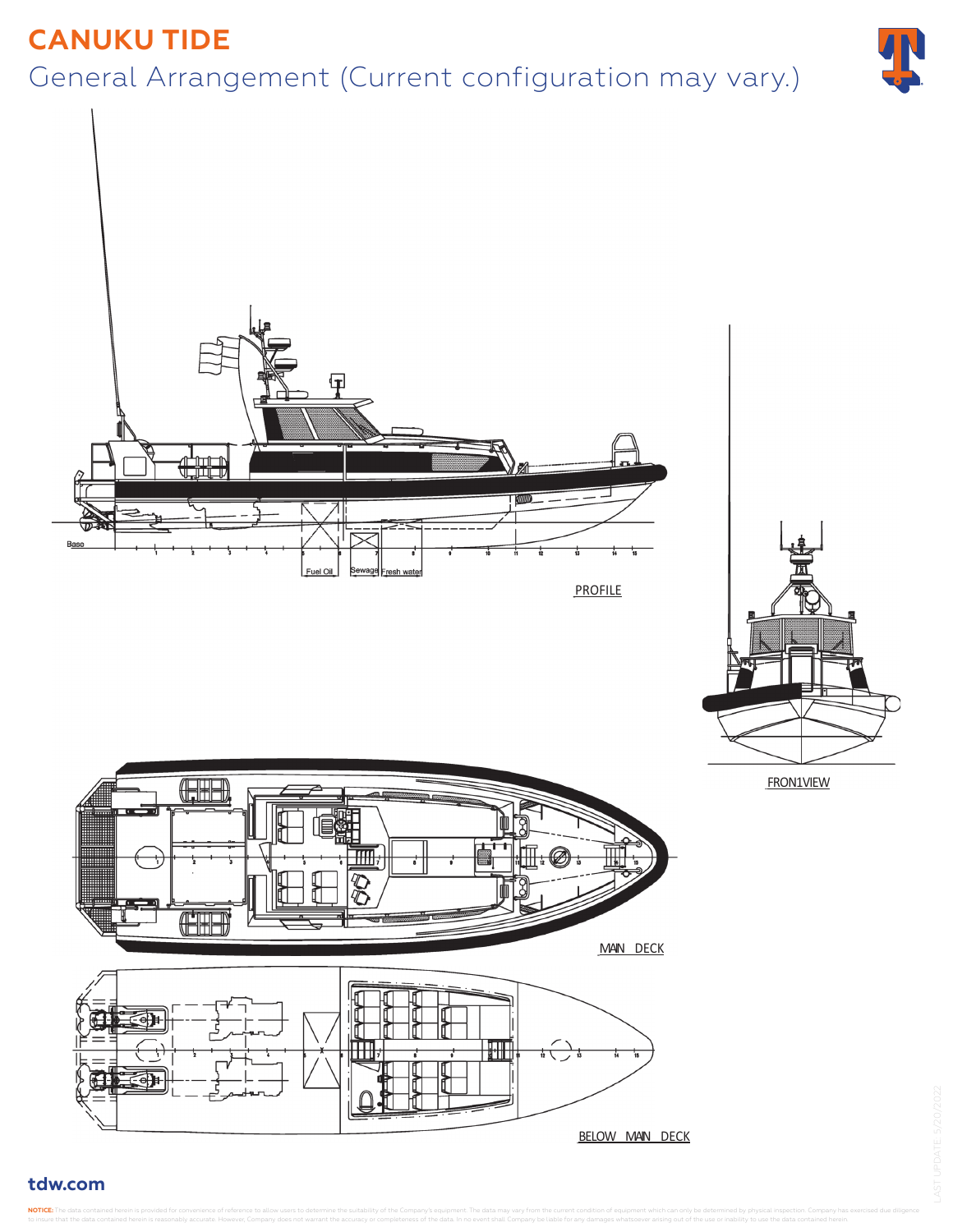# CANUKU TIDE

## General Arrangement (Current configuration may vary.)

Base

Fuel Oil

Sewage

Fresh water

PROFILE

FRON1VIEW

MAIN DECK

BELOW MAIN DECK

**tdw.com**

**NOTICE:** The data contained herein is provided for convenience of reference to allow users to determine the suitability of the Company's equipment. The data may vary from the current condition of equipment which can only be determined by physical inspection. Company has exercised due diligence to insure that the data contained herein is reasonably accurate. However, Company does not warrant the accuracy or completeness of the data. In no event shall Company be liable for any damages whatsoever arising out of the use or inability to use the data contained herein.

LAST UPDATE: 5/20/2022